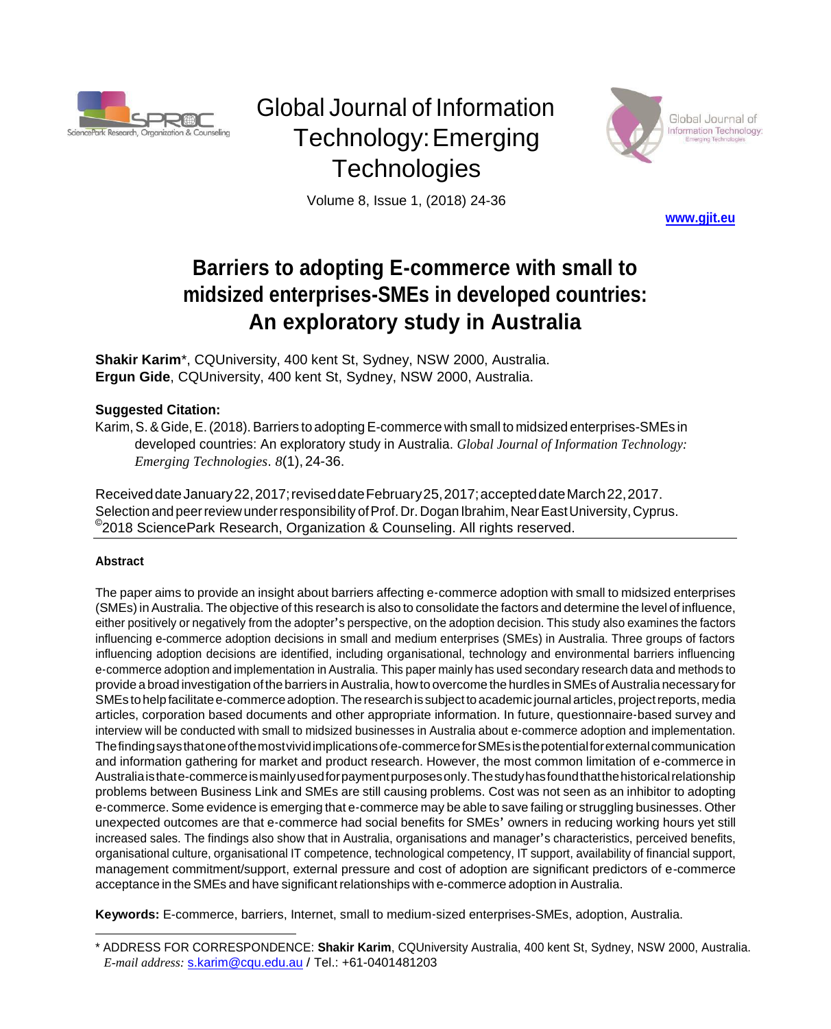Global Journal of Information Technology: Emerging Technologies

Volume 8, Issue 1, (2018) 24-36

www.gjit.eu

# Barriers to adopting E-commerce with small to midsized enterprises-SMEs in developed countries: An exploratory study in Australia

**Shakir Karim***, CQUniversity, 400 kent St, Sydney, NSW 2000, Australia.
**Ergun Gide**, CQUniversity, 400 kent St, Sydney, NSW 2000, Australia.

**Suggested Citation:**

Karim, S. & Gide, E. (2018). Barriers to adopting E-commerce with small to midsized enterprises-SMEs in developed countries: An exploratory study in Australia. *Global Journal of Information Technology: Emerging Technologies*. *8*(1), 24-36.

Received date January 22, 2017; revised date February 25, 2017; accepted date March 22, 2017.
Selection and peer review under responsibility of Prof. Dr. Dogan Ibrahim, Near East University, Cyprus.
©2018 SciencePark Research, Organization & Counseling. All rights reserved.

---

**Abstract**

The paper aims to provide an insight about barriers affecting e-commerce adoption with small to midsized enterprises (SMEs) in Australia. The objective of this research is also to consolidate the factors and determine the level of influence, either positively or negatively from the adopter's perspective, on the adoption decision. This study also examines the factors influencing e-commerce adoption decisions in small and medium enterprises (SMEs) in Australia. Three groups of factors influencing adoption decisions are identified, including organisational, technology and environmental barriers influencing e-commerce adoption and implementation in Australia. This paper mainly has used secondary research data and methods to provide a broad investigation of the barriers in Australia, how to overcome the hurdles in SMEs of Australia necessary for SMEs to help facilitate e-commerce adoption. The research is subject to academic journal articles, project reports, media articles, corporation based documents and other appropriate information. In future, questionnaire-based survey and interview will be conducted with small to midsized businesses in Australia about e-commerce adoption and implementation. The finding says that one of the most vivid implications of e-commerce for SMEs is the potential for external communication and information gathering for market and product research. However, the most common limitation of e-commerce in Australia is that e-commerce is mainly used for payment purposes only. The study has found that the historical relationship problems between Business Link and SMEs are still causing problems. Cost was not seen as an inhibitor to adopting e-commerce. Some evidence is emerging that e-commerce may be able to save failing or struggling businesses. Other unexpected outcomes are that e-commerce had social benefits for SMEs' owners in reducing working hours yet still increased sales. The findings also show that in Australia, organisations and manager's characteristics, perceived benefits, organisational culture, organisational IT competence, technological competency, IT support, availability of financial support, management commitment/support, external pressure and cost of adoption are significant predictors of e-commerce acceptance in the SMEs and have significant relationships with e-commerce adoption in Australia.

**Keywords:** E-commerce, barriers, Internet, small to medium-sized enterprises-SMEs, adoption, Australia.

---

* ADDRESS FOR CORRESPONDENCE: **Shakir Karim**, CQUniversity Australia, 400 kent St, Sydney, NSW 2000, Australia. *E-mail address:* s.karim@cqu.edu.au / Tel.: +61-0401481203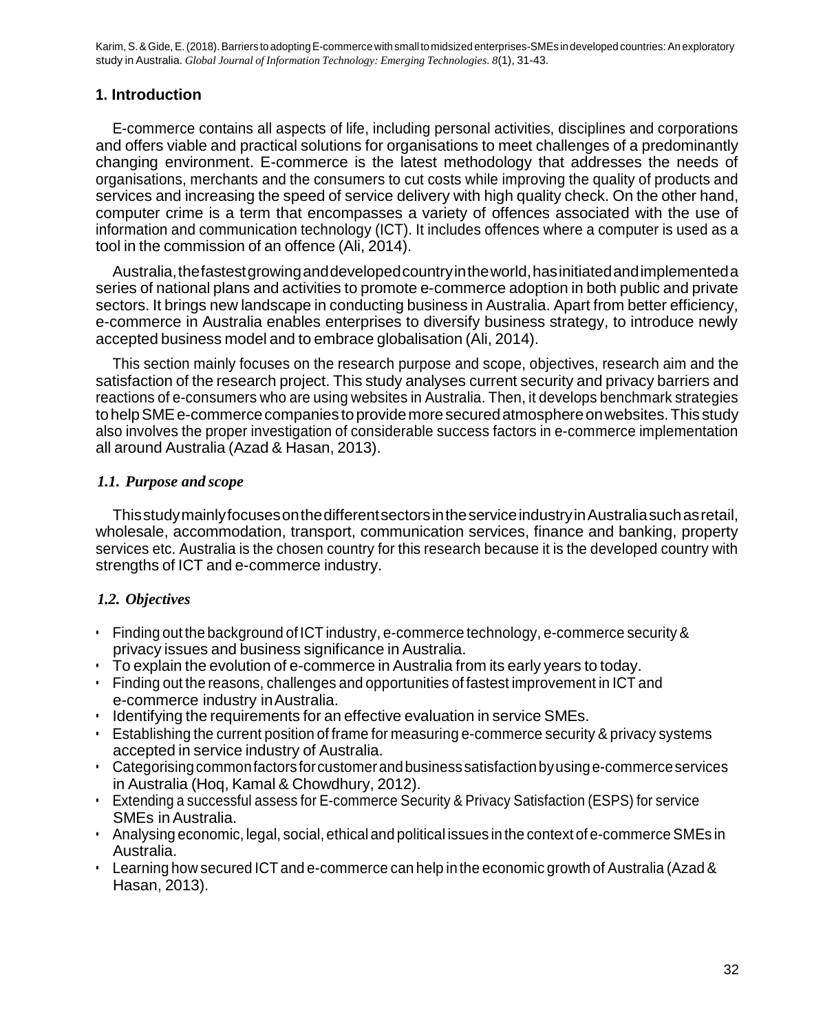## 1. Introduction

E-commerce contains all aspects of life, including personal activities, disciplines and corporations and offers viable and practical solutions for organisations to meet challenges of a predominantly changing environment. E-commerce is the latest methodology that addresses the needs of organisations, merchants and the consumers to cut costs while improving the quality of products and services and increasing the speed of service delivery with high quality check. On the other hand, computer crime is a term that encompasses a variety of offences associated with the use of information and communication technology (ICT). It includes offences where a computer is used as a tool in the commission of an offence (Ali, 2014).

Australia, the fastest growing and developed country in the world, has initiated and implemented a series of national plans and activities to promote e-commerce adoption in both public and private sectors. It brings new landscape in conducting business in Australia. Apart from better efficiency, e-commerce in Australia enables enterprises to diversify business strategy, to introduce newly accepted business model and to embrace globalisation (Ali, 2014).

This section mainly focuses on the research purpose and scope, objectives, research aim and the satisfaction of the research project. This study analyses current security and privacy barriers and reactions of e-consumers who are using websites in Australia. Then, it develops benchmark strategies to help SME e-commerce companies to provide more secured atmosphere on websites. This study also involves the proper investigation of considerable success factors in e-commerce implementation all around Australia (Azad & Hasan, 2013).

### *1.1. Purpose and scope*

This study mainly focuses on the different sectors in the service industry in Australia such as retail, wholesale, accommodation, transport, communication services, finance and banking, property services etc. Australia is the chosen country for this research because it is the developed country with strengths of ICT and e-commerce industry.

### *1.2. Objectives*

- Finding out the background of ICT industry, e-commerce technology, e-commerce security & privacy issues and business significance in Australia.
- To explain the evolution of e-commerce in Australia from its early years to today.
- Finding out the reasons, challenges and opportunities of fastest improvement in ICT and e-commerce industry in Australia.
- Identifying the requirements for an effective evaluation in service SMEs.
- Establishing the current position of frame for measuring e-commerce security & privacy systems accepted in service industry of Australia.
- Categorising common factors for customer and business satisfaction by using e-commerce services in Australia (Hoq, Kamal & Chowdhury, 2012).
- Extending a successful assess for E-commerce Security & Privacy Satisfaction (ESPS) for service SMEs in Australia.
- Analysing economic, legal, social, ethical and political issues in the context of e-commerce SMEs in Australia.
- Learning how secured ICT and e-commerce can help in the economic growth of Australia (Azad & Hasan, 2013).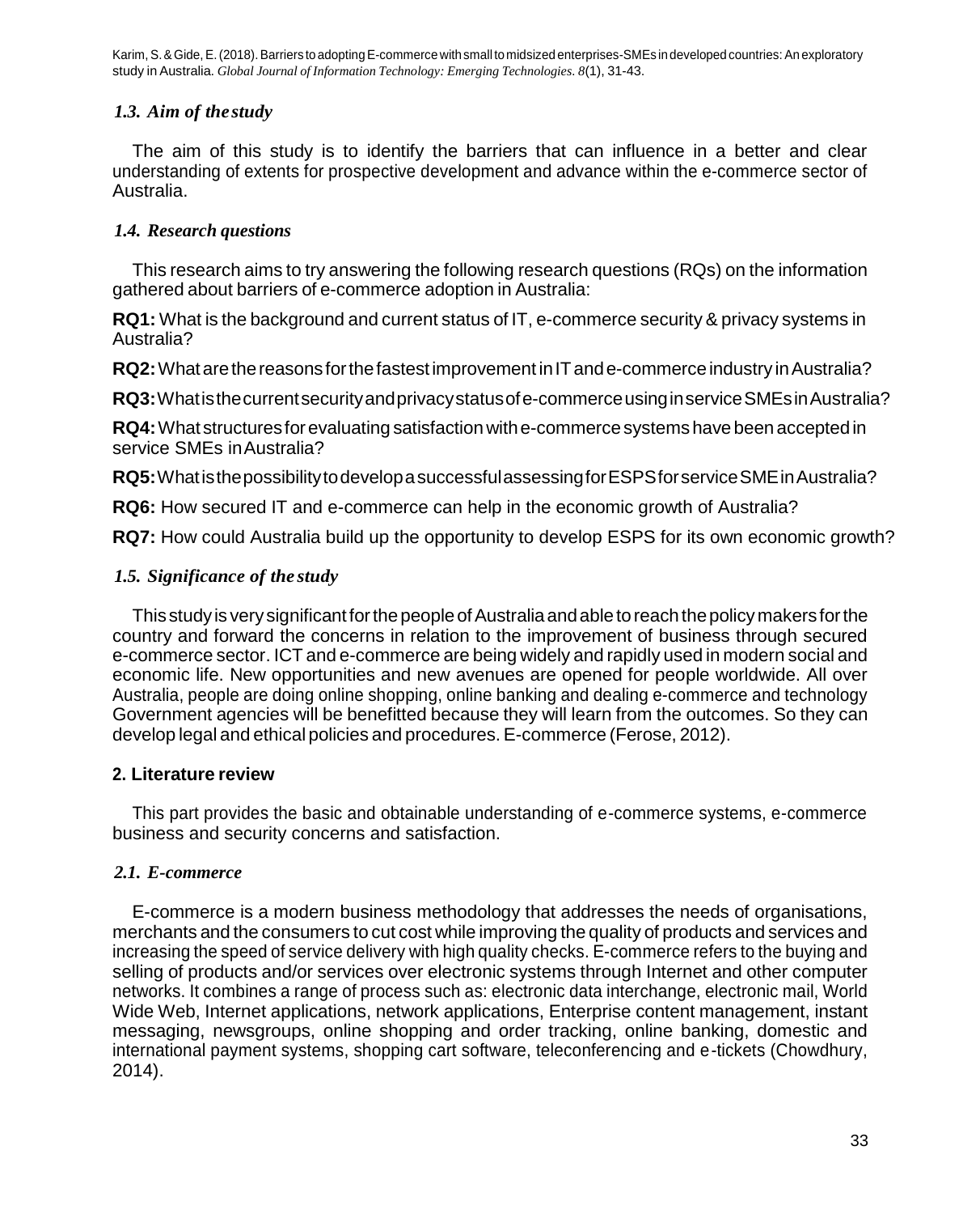### *1.3. Aim of the study*

The aim of this study is to identify the barriers that can influence in a better and clear understanding of extents for prospective development and advance within the e-commerce sector of Australia.

### *1.4. Research questions*

This research aims to try answering the following research questions (RQs) on the information gathered about barriers of e-commerce adoption in Australia:

**RQ1:** What is the background and current status of IT, e-commerce security & privacy systems in Australia?

**RQ2:** What are the reasons for the fastest improvement in IT and e-commerce industry in Australia?

**RQ3:** What is the current security and privacy status of e-commerce using in service SMEs in Australia?

**RQ4:** What structures for evaluating satisfaction with e-commerce systems have been accepted in service SMEs in Australia?

**RQ5:** What is the possibility to develop a successful assessing for ESPS for service SME in Australia?

**RQ6:** How secured IT and e-commerce can help in the economic growth of Australia?

**RQ7:** How could Australia build up the opportunity to develop ESPS for its own economic growth?

### *1.5. Significance of the study*

This study is very significant for the people of Australia and able to reach the policy makers for the country and forward the concerns in relation to the improvement of business through secured e-commerce sector. ICT and e-commerce are being widely and rapidly used in modern social and economic life. New opportunities and new avenues are opened for people worldwide. All over Australia, people are doing online shopping, online banking and dealing e-commerce and technology Government agencies will be benefitted because they will learn from the outcomes. So they can develop legal and ethical policies and procedures. E-commerce (Ferose, 2012).

## 2. Literature review

This part provides the basic and obtainable understanding of e-commerce systems, e-commerce business and security concerns and satisfaction.

### *2.1. E-commerce*

E-commerce is a modern business methodology that addresses the needs of organisations, merchants and the consumers to cut cost while improving the quality of products and services and increasing the speed of service delivery with high quality checks. E-commerce refers to the buying and selling of products and/or services over electronic systems through Internet and other computer networks. It combines a range of process such as: electronic data interchange, electronic mail, World Wide Web, Internet applications, network applications, Enterprise content management, instant messaging, newsgroups, online shopping and order tracking, online banking, domestic and international payment systems, shopping cart software, teleconferencing and e-tickets (Chowdhury, 2014).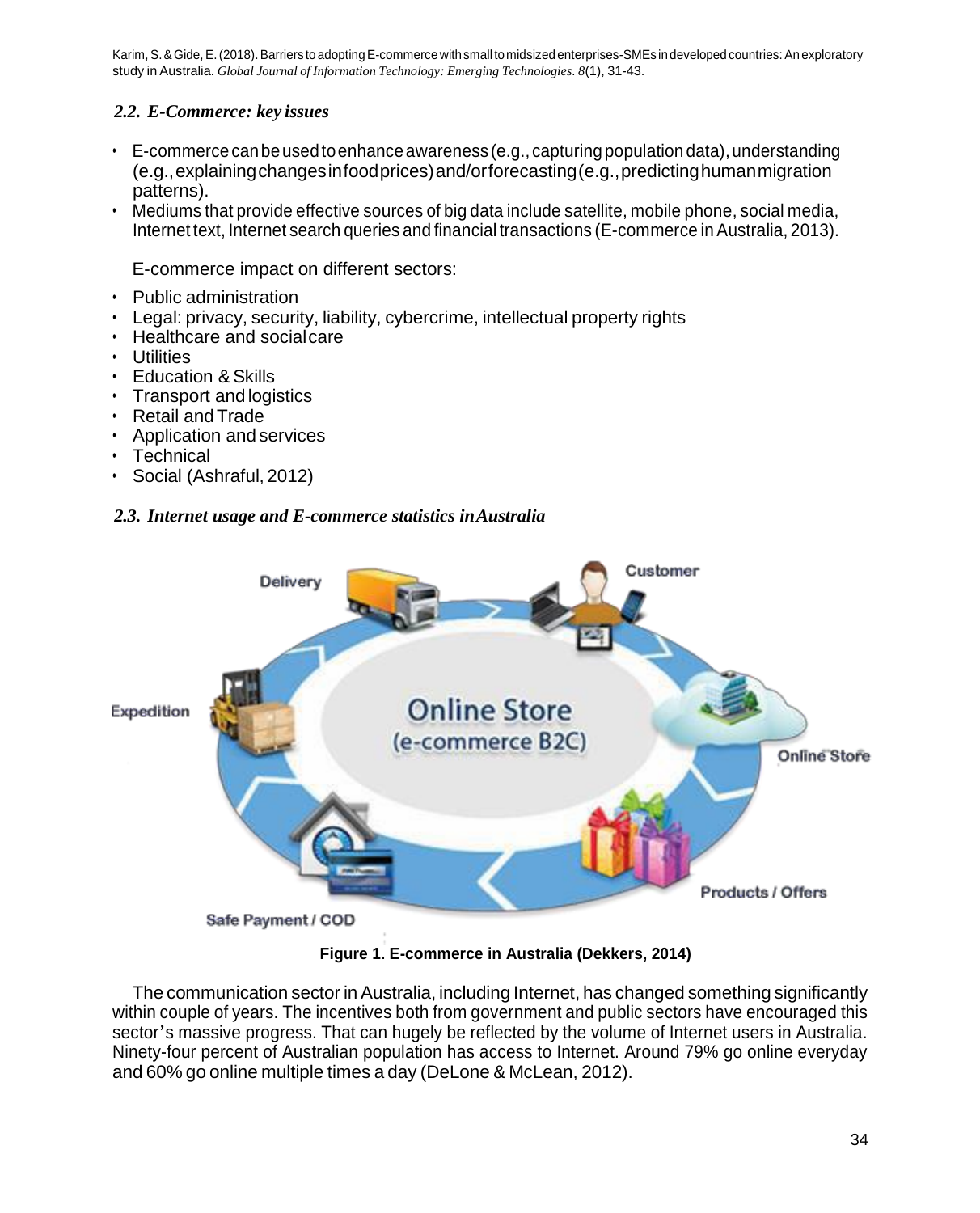### *2.2. E-Commerce: key issues*

- E-commerce can be used to enhance awareness (e.g., capturing population data), understanding (e.g., explaining changes in food prices) and/or forecasting (e.g., predicting human migration patterns).
- Mediums that provide effective sources of big data include satellite, mobile phone, social media, Internet text, Internet search queries and financial transactions (E-commerce in Australia, 2013).

E-commerce impact on different sectors:

- Public administration
- Legal: privacy, security, liability, cybercrime, intellectual property rights
- Healthcare and social care
- Utilities
- Education & Skills
- Transport and logistics
- Retail and Trade
- Application and services
- Technical
- Social (Ashraful, 2012)

### *2.3. Internet usage and E-commerce statistics in Australia*

**Figure 1. E-commerce in Australia (Dekkers, 2014)**

The communication sector in Australia, including Internet, has changed something significantly within couple of years. The incentives both from government and public sectors have encouraged this sector's massive progress. That can hugely be reflected by the volume of Internet users in Australia. Ninety-four percent of Australian population has access to Internet. Around 79% go online everyday and 60% go online multiple times a day (DeLone & McLean, 2012).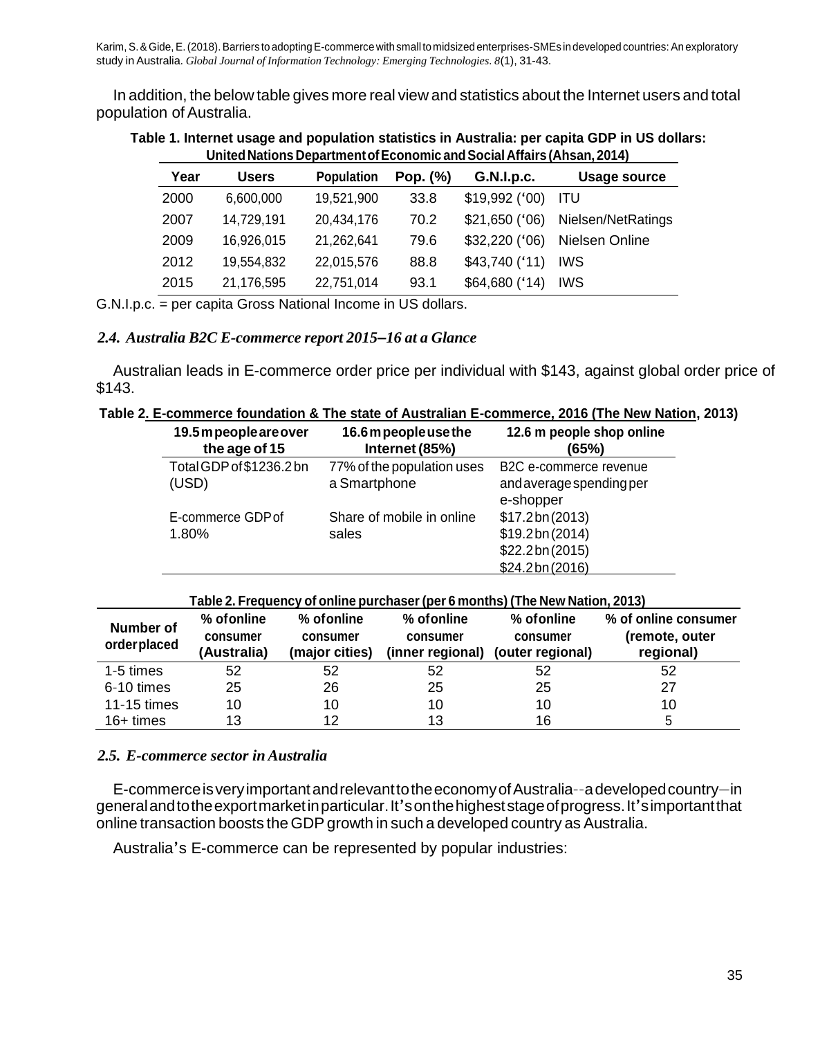In addition, the below table gives more real view and statistics about the Internet users and total population of Australia.

**Table 1. Internet usage and population statistics in Australia: per capita GDP in US dollars: United Nations Department of Economic and Social Affairs (Ahsan, 2014)**

| Year | Users | Population | Pop. (%) | G.N.I.p.c. | Usage source |
|---|---|---|---|---|---|
| 2000 | 6,600,000 | 19,521,900 | 33.8 | $19,992 ('00) | ITU |
| 2007 | 14,729,191 | 20,434,176 | 70.2 | $21,650 ('06) | Nielsen/NetRatings |
| 2009 | 16,926,015 | 21,262,641 | 79.6 | $32,220 ('06) | Nielsen Online |
| 2012 | 19,554,832 | 22,015,576 | 88.8 | $43,740 ('11) | IWS |
| 2015 | 21,176,595 | 22,751,014 | 93.1 | $64,680 ('14) | IWS |

G.N.I.p.c. = per capita Gross National Income in US dollars.

### *2.4. Australia B2C E-commerce report 2015–16 at a Glance*

Australian leads in E-commerce order price per individual with $143, against global order price of $143.

**Table 2. E-commerce foundation & The state of Australian E-commerce, 2016 (The New Nation, 2013)**

| 19.5 m people are over the age of 15 | 16.6 m people use the Internet (85%) | 12.6 m people shop online (65%) |
|---|---|---|
| Total GDP of $1236.2 bn (USD) | 77% of the population uses a Smartphone | B2C e-commerce revenue and average spending per e-shopper |
| E-commerce GDP of 1.80% | Share of mobile in online sales | $17.2 bn (2013)<br>$19.2 bn (2014)<br>$22.2 bn (2015)<br>$24.2 bn (2016) |

**Table 2. Frequency of online purchaser (per 6 months) (The New Nation, 2013)**

| Number of order placed | % of online consumer (Australia) | % of online consumer (major cities) | % of online consumer (inner regional) | % of online consumer (outer regional) | % of online consumer (remote, outer regional) |
|---|---|---|---|---|---|
| 1-5 times | 52 | 52 | 52 | 52 | 52 |
| 6-10 times | 25 | 26 | 25 | 25 | 27 |
| 11-15 times | 10 | 10 | 10 | 10 | 10 |
| 16+ times | 13 | 12 | 13 | 16 | 5 |

### *2.5. E-commerce sector in Australia*

E-commerce is very important and relevant to the economy of Australia--a developed country—in general and to the export market in particular. It's on the highest stage of progress. It's important that online transaction boosts the GDP growth in such a developed country as Australia.

Australia's E-commerce can be represented by popular industries: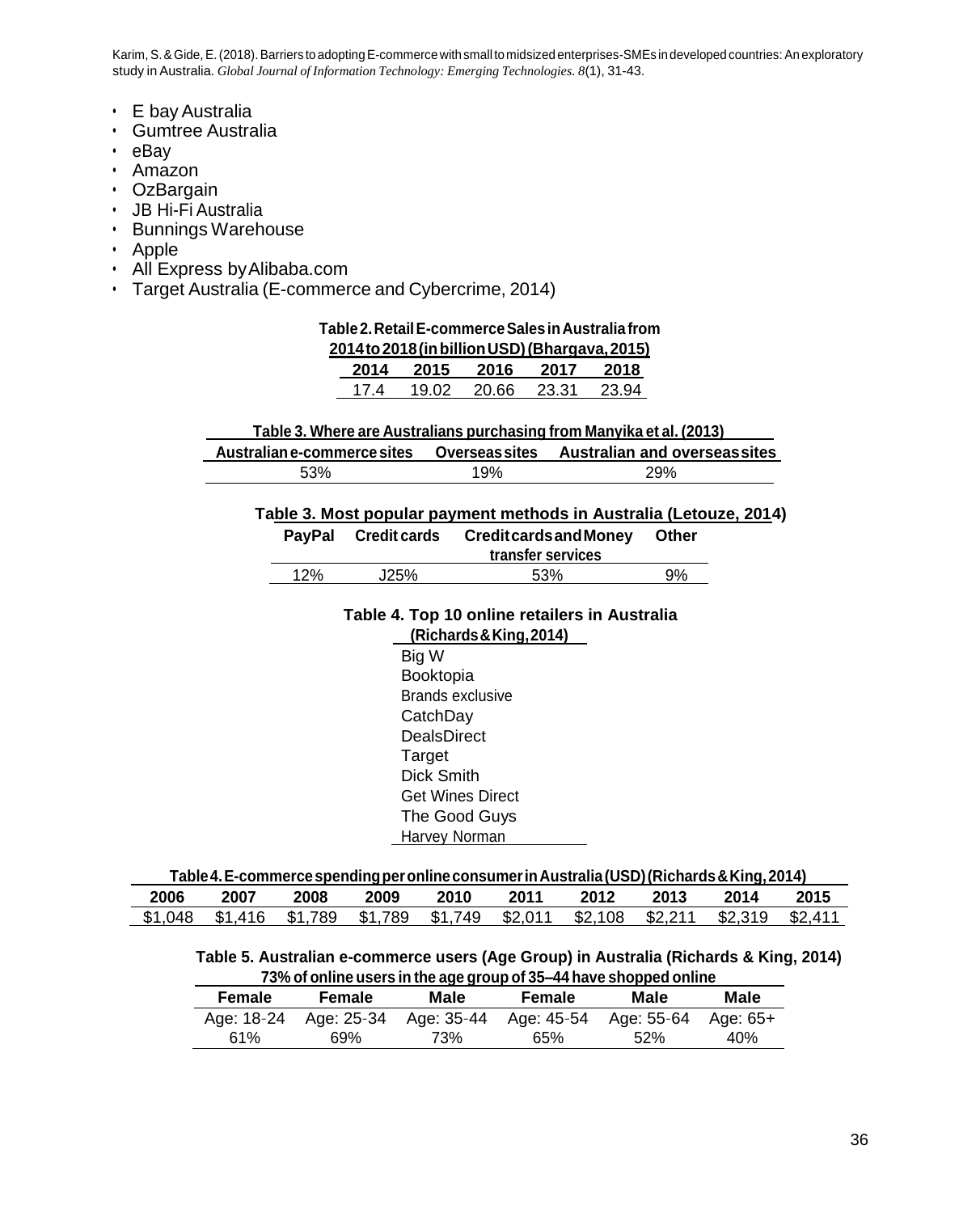- E bay Australia
- Gumtree Australia
- eBay
- Amazon
- OzBargain
- JB Hi-Fi Australia
- Bunnings Warehouse
- Apple
- All Express by Alibaba.com
- Target Australia (E-commerce and Cybercrime, 2014)

**Table 2. Retail E-commerce Sales in Australia from 2014 to 2018 (in billion USD) (Bhargava, 2015)**

| 2014 | 2015 | 2016 | 2017 | 2018 |
|---|---|---|---|---|
| 17.4 | 19.02 | 20.66 | 23.31 | 23.94 |

**Table 3. Where are Australians purchasing from Manyika et al. (2013)**

| Australian e-commerce sites | Overseas sites | Australian and overseas sites |
|---|---|---|
| 53% | 19% | 29% |

**Table 3. Most popular payment methods in Australia (Letouze, 2014)**

| PayPal | Credit cards | Credit cards and Money transfer services | Other |
|---|---|---|---|
| 12% | J25% | 53% | 9% |

**Table 4. Top 10 online retailers in Australia (Richards & King, 2014)**

| |
|---|
| Big W |
| Booktopia |
| Brands exclusive |
| CatchDay |
| DealsDirect |
| Target |
| Dick Smith |
| Get Wines Direct |
| The Good Guys |
| Harvey Norman |

**Table 4. E-commerce spending per online consumer in Australia (USD) (Richards & King, 2014)**

| 2006 | 2007 | 2008 | 2009 | 2010 | 2011 | 2012 | 2013 | 2014 | 2015 |
|---|---|---|---|---|---|---|---|---|---|
| $1,048 | $1,416 | $1,789 | $1,789 | $1,749 | $2,011 | $2,108 | $2,211 | $2,319 | $2,411 |

**Table 5. Australian e-commerce users (Age Group) in Australia (Richards & King, 2014)**
**73% of online users in the age group of 35–44 have shopped online**

| Female | Female | Male | Female | Male | Male |
|---|---|---|---|---|---|
| Age: 18-24 | Age: 25-34 | Age: 35-44 | Age: 45-54 | Age: 55-64 | Age: 65+ |
| 61% | 69% | 73% | 65% | 52% | 40% |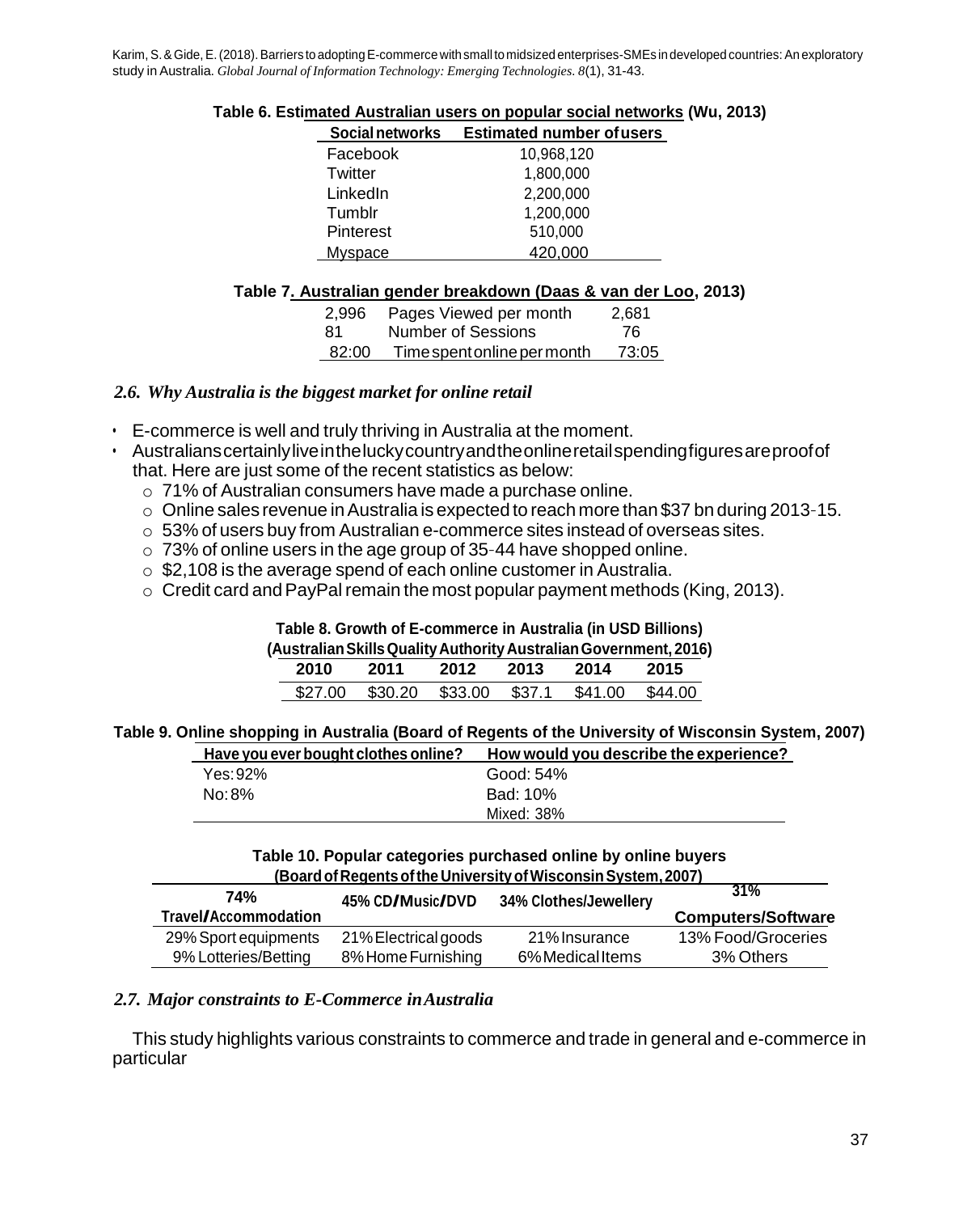**Table 6. Estimated Australian users on popular social networks (Wu, 2013)**

| Social networks | Estimated number of users |
|---|---|
| Facebook | 10,968,120 |
| Twitter | 1,800,000 |
| LinkedIn | 2,200,000 |
| Tumblr | 1,200,000 |
| Pinterest | 510,000 |
| Myspace | 420,000 |

**Table 7. Australian gender breakdown (Daas & van der Loo, 2013)**

| | | |
|---|---|---|
| 2,996 | Pages Viewed per month | 2,681 |
| 81 | Number of Sessions | 76 |
| 82:00 | Time spent online per month | 73:05 |

### *2.6. Why Australia is the biggest market for online retail*

- E-commerce is well and truly thriving in Australia at the moment.
- Australians certainly live in the lucky country and the online retail spending figures are proof of that. Here are just some of the recent statistics as below:
  - 71% of Australian consumers have made a purchase online.
  - Online sales revenue in Australia is expected to reach more than $37 bn during 2013-15.
  - 53% of users buy from Australian e-commerce sites instead of overseas sites.
  - 73% of online users in the age group of 35-44 have shopped online.
  - $2,108 is the average spend of each online customer in Australia.
  - Credit card and PayPal remain the most popular payment methods (King, 2013).

**Table 8. Growth of E-commerce in Australia (in USD Billions) (Australian Skills Quality Authority Australian Government, 2016)**

| 2010 | 2011 | 2012 | 2013 | 2014 | 2015 |
|---|---|---|---|---|---|
| $27.00 | $30.20 | $33.00 | $37.1 | $41.00 | $44.00 |

**Table 9. Online shopping in Australia (Board of Regents of the University of Wisconsin System, 2007)**

| Have you ever bought clothes online? | How would you describe the experience? |
|---|---|
| Yes: 92% | Good: 54% |
| No: 8% | Bad: 10% |
| | Mixed: 38% |

**Table 10. Popular categories purchased online by online buyers (Board of Regents of the University of Wisconsin System, 2007)**

| 74% Travel/Accommodation | 45% CD/Music/DVD | 34% Clothes/Jewellery | 31% Computers/Software |
|---|---|---|---|
| 29% Sport equipments | 21% Electrical goods | 21% Insurance | 13% Food/Groceries |
| 9% Lotteries/Betting | 8% Home Furnishing | 6% Medical Items | 3% Others |

### *2.7. Major constraints to E-Commerce in Australia*

This study highlights various constraints to commerce and trade in general and e-commerce in particular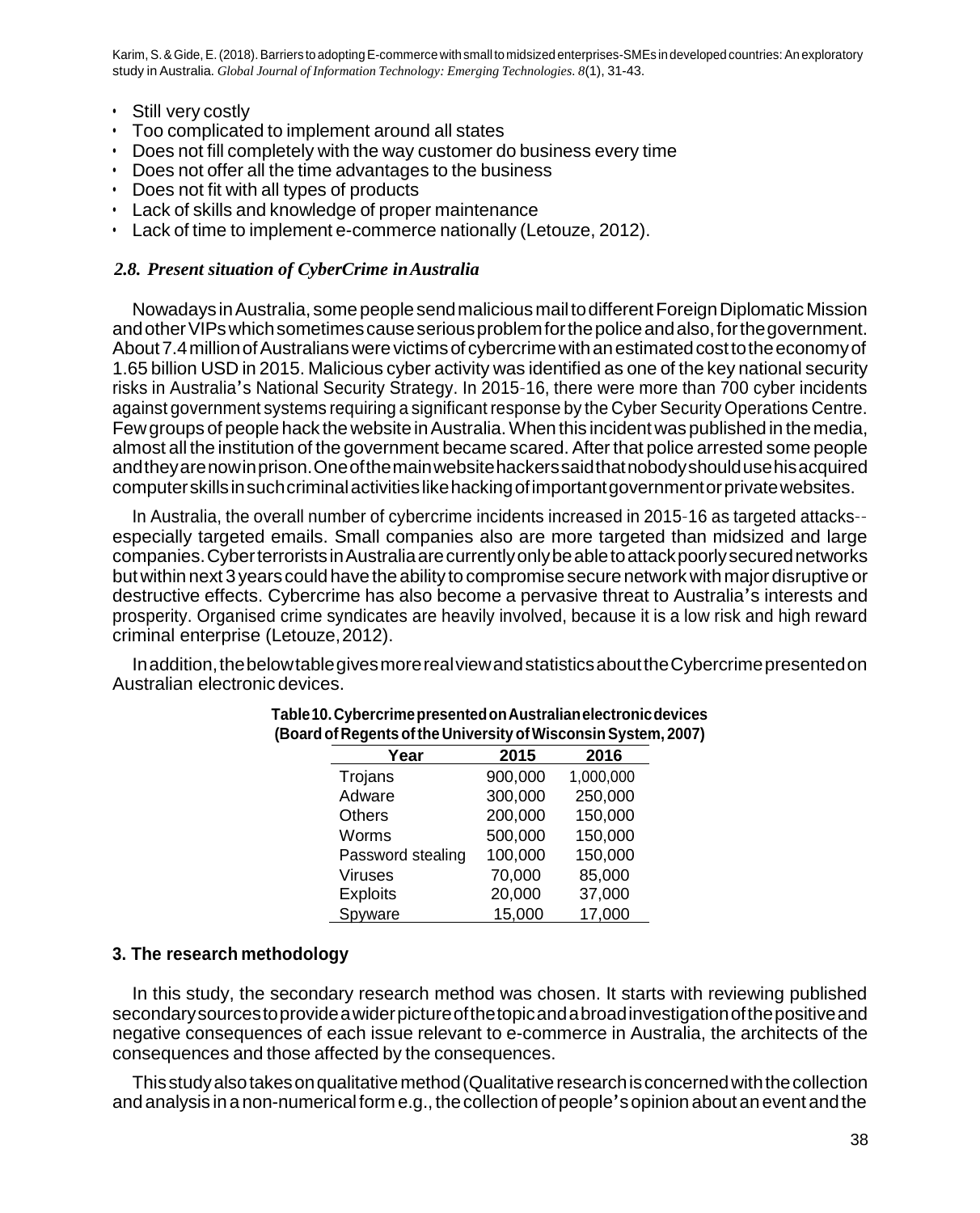- Still very costly
- Too complicated to implement around all states
- Does not fill completely with the way customer do business every time
- Does not offer all the time advantages to the business
- Does not fit with all types of products
- Lack of skills and knowledge of proper maintenance
- Lack of time to implement e-commerce nationally (Letouze, 2012).

### *2.8. Present situation of CyberCrime in Australia*

Nowadays in Australia, some people send malicious mail to different Foreign Diplomatic Mission and other VIPs which sometimes cause serious problem for the police and also, for the government. About 7.4 million of Australians were victims of cybercrime with an estimated cost to the economy of 1.65 billion USD in 2015. Malicious cyber activity was identified as one of the key national security risks in Australia's National Security Strategy. In 2015-16, there were more than 700 cyber incidents against government systems requiring a significant response by the Cyber Security Operations Centre. Few groups of people hack the website in Australia. When this incident was published in the media, almost all the institution of the government became scared. After that police arrested some people and they are now in prison. One of the main website hackers said that nobody should use his acquired computer skills in such criminal activities like hacking of important government or private websites.

In Australia, the overall number of cybercrime incidents increased in 2015-16 as targeted attacks--especially targeted emails. Small companies also are more targeted than midsized and large companies. Cyber terrorists in Australia are currently only be able to attack poorly secured networks but within next 3 years could have the ability to compromise secure network with major disruptive or destructive effects. Cybercrime has also become a pervasive threat to Australia's interests and prosperity. Organised crime syndicates are heavily involved, because it is a low risk and high reward criminal enterprise (Letouze, 2012).

In addition, the below table gives more real view and statistics about the Cybercrime presented on Australian electronic devices.

**Table 10. Cybercrime presented on Australian electronic devices (Board of Regents of the University of Wisconsin System, 2007)**

| Year | 2015 | 2016 |
|---|---|---|
| Trojans | 900,000 | 1,000,000 |
| Adware | 300,000 | 250,000 |
| Others | 200,000 | 150,000 |
| Worms | 500,000 | 150,000 |
| Password stealing | 100,000 | 150,000 |
| Viruses | 70,000 | 85,000 |
| Exploits | 20,000 | 37,000 |
| Spyware | 15,000 | 17,000 |

## 3. The research methodology

In this study, the secondary research method was chosen. It starts with reviewing published secondary sources to provide a wider picture of the topic and a broad investigation of the positive and negative consequences of each issue relevant to e-commerce in Australia, the architects of the consequences and those affected by the consequences.

This study also takes on qualitative method (Qualitative research is concerned with the collection and analysis in a non-numerical form e.g., the collection of people's opinion about an event and the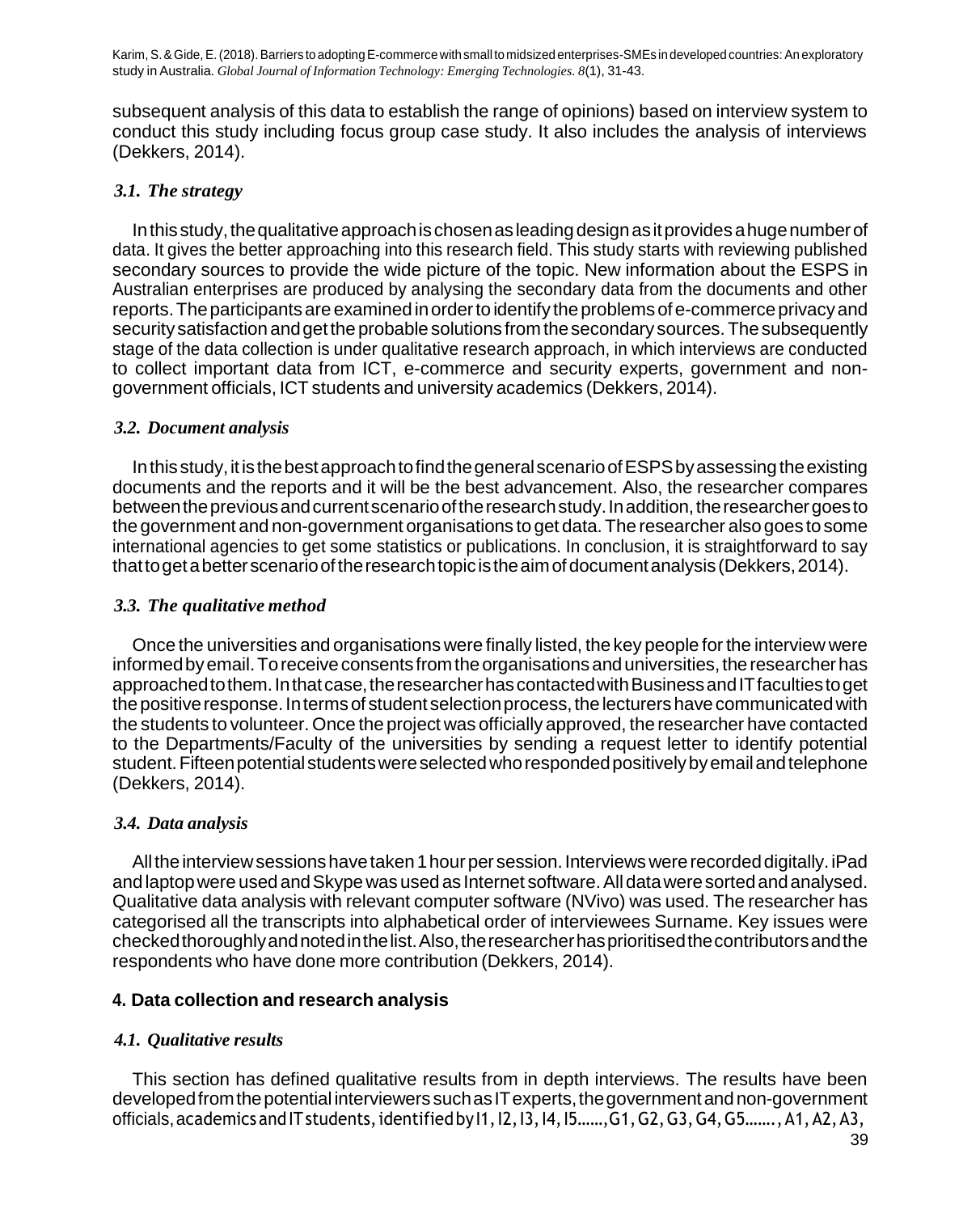subsequent analysis of this data to establish the range of opinions) based on interview system to conduct this study including focus group case study. It also includes the analysis of interviews (Dekkers, 2014).

### *3.1. The strategy*

In this study, the qualitative approach is chosen as leading design as it provides a huge number of data. It gives the better approaching into this research field. This study starts with reviewing published secondary sources to provide the wide picture of the topic. New information about the ESPS in Australian enterprises are produced by analysing the secondary data from the documents and other reports. The participants are examined in order to identify the problems of e-commerce privacy and security satisfaction and get the probable solutions from the secondary sources. The subsequently stage of the data collection is under qualitative research approach, in which interviews are conducted to collect important data from ICT, e-commerce and security experts, government and non-government officials, ICT students and university academics (Dekkers, 2014).

### *3.2. Document analysis*

In this study, it is the best approach to find the general scenario of ESPS by assessing the existing documents and the reports and it will be the best advancement. Also, the researcher compares between the previous and current scenario of the research study. In addition, the researcher goes to the government and non-government organisations to get data. The researcher also goes to some international agencies to get some statistics or publications. In conclusion, it is straightforward to say that to get a better scenario of the research topic is the aim of document analysis (Dekkers, 2014).

### *3.3. The qualitative method*

Once the universities and organisations were finally listed, the key people for the interview were informed by email. To receive consents from the organisations and universities, the researcher has approached to them. In that case, the researcher has contacted with Business and IT faculties to get the positive response. In terms of student selection process, the lecturers have communicated with the students to volunteer. Once the project was officially approved, the researcher have contacted to the Departments/Faculty of the universities by sending a request letter to identify potential student. Fifteen potential students were selected who responded positively by email and telephone (Dekkers, 2014).

### *3.4. Data analysis*

All the interview sessions have taken 1 hour per session. Interviews were recorded digitally. iPad and laptop were used and Skype was used as Internet software. All data were sorted and analysed. Qualitative data analysis with relevant computer software (NVivo) was used. The researcher has categorised all the transcripts into alphabetical order of interviewees Surname. Key issues were checked thoroughly and noted in the list. Also, the researcher has prioritised the contributors and the respondents who have done more contribution (Dekkers, 2014).

## **4. Data collection and research analysis**

### *4.1. Qualitative results*

This section has defined qualitative results from in depth interviews. The results have been developed from the potential interviewers such as IT experts, the government and non-government officials, academics and IT students, identified by I1, I2, I3, I4, I5……, G1, G2, G3, G4, G5……., A1, A2, A3,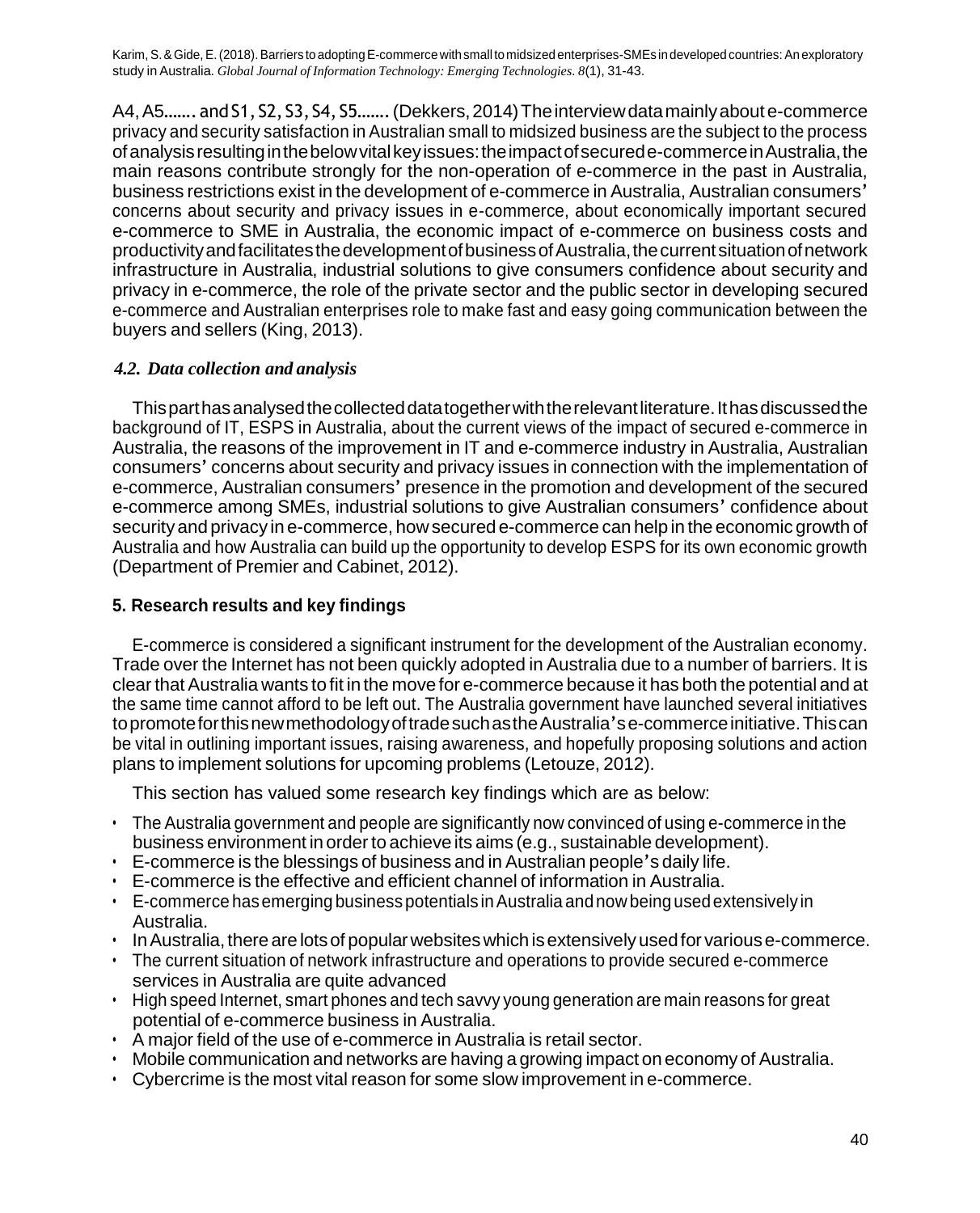A4, A5……. and S1, S2, S3, S4, S5……. (Dekkers, 2014) The interview data mainly about e-commerce privacy and security satisfaction in Australian small to midsized business are the subject to the process of analysis resulting in the below vital key issues: the impact of secured e-commerce in Australia, the main reasons contribute strongly for the non-operation of e-commerce in the past in Australia, business restrictions exist in the development of e-commerce in Australia, Australian consumers' concerns about security and privacy issues in e-commerce, about economically important secured e-commerce to SME in Australia, the economic impact of e-commerce on business costs and productivity and facilitates the development of business of Australia, the current situation of network infrastructure in Australia, industrial solutions to give consumers confidence about security and privacy in e-commerce, the role of the private sector and the public sector in developing secured e-commerce and Australian enterprises role to make fast and easy going communication between the buyers and sellers (King, 2013).

### *4.2. Data collection and analysis*

This part has analysed the collected data together with the relevant literature. It has discussed the background of IT, ESPS in Australia, about the current views of the impact of secured e-commerce in Australia, the reasons of the improvement in IT and e-commerce industry in Australia, Australian consumers' concerns about security and privacy issues in connection with the implementation of e-commerce, Australian consumers' presence in the promotion and development of the secured e-commerce among SMEs, industrial solutions to give Australian consumers' confidence about security and privacy in e-commerce, how secured e-commerce can help in the economic growth of Australia and how Australia can build up the opportunity to develop ESPS for its own economic growth (Department of Premier and Cabinet, 2012).

## 5. Research results and key findings

E-commerce is considered a significant instrument for the development of the Australian economy. Trade over the Internet has not been quickly adopted in Australia due to a number of barriers. It is clear that Australia wants to fit in the move for e-commerce because it has both the potential and at the same time cannot afford to be left out. The Australia government have launched several initiatives to promote for this new methodology of trade such as the Australia's e-commerce initiative. This can be vital in outlining important issues, raising awareness, and hopefully proposing solutions and action plans to implement solutions for upcoming problems (Letouze, 2012).

This section has valued some research key findings which are as below:

- The Australia government and people are significantly now convinced of using e-commerce in the business environment in order to achieve its aims (e.g., sustainable development).
- E-commerce is the blessings of business and in Australian people's daily life.
- E-commerce is the effective and efficient channel of information in Australia.
- E-commerce has emerging business potentials in Australia and now being used extensively in Australia.
- In Australia, there are lots of popular websites which is extensively used for various e-commerce.
- The current situation of network infrastructure and operations to provide secured e-commerce services in Australia are quite advanced
- High speed Internet, smart phones and tech savvy young generation are main reasons for great potential of e-commerce business in Australia.
- A major field of the use of e-commerce in Australia is retail sector.
- Mobile communication and networks are having a growing impact on economy of Australia.
- Cybercrime is the most vital reason for some slow improvement in e-commerce.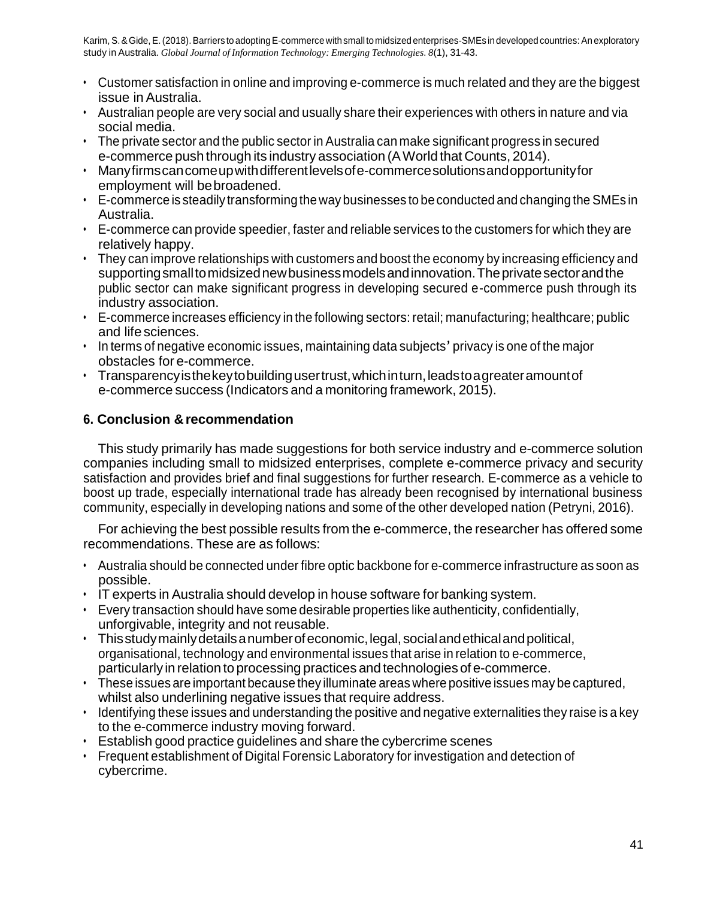- Customer satisfaction in online and improving e-commerce is much related and they are the biggest issue in Australia.
- Australian people are very social and usually share their experiences with others in nature and via social media.
- The private sector and the public sector in Australia can make significant progress in secured e-commerce push through its industry association (A World that Counts, 2014).
- Many firms can come up with different levels of e-commerce solutions and opportunity for employment will be broadened.
- E-commerce is steadily transforming the way businesses to be conducted and changing the SMEs in Australia.
- E-commerce can provide speedier, faster and reliable services to the customers for which they are relatively happy.
- They can improve relationships with customers and boost the economy by increasing efficiency and supporting small to midsized new business models and innovation. The private sector and the public sector can make significant progress in developing secured e-commerce push through its industry association.
- E-commerce increases efficiency in the following sectors: retail; manufacturing; healthcare; public and life sciences.
- In terms of negative economic issues, maintaining data subjects' privacy is one of the major obstacles for e-commerce.
- Transparency is the key to building user trust, which in turn, leads to a greater amount of e-commerce success (Indicators and a monitoring framework, 2015).

## 6. Conclusion & recommendation

This study primarily has made suggestions for both service industry and e-commerce solution companies including small to midsized enterprises, complete e-commerce privacy and security satisfaction and provides brief and final suggestions for further research. E-commerce as a vehicle to boost up trade, especially international trade has already been recognised by international business community, especially in developing nations and some of the other developed nation (Petryni, 2016).

For achieving the best possible results from the e-commerce, the researcher has offered some recommendations. These are as follows:

- Australia should be connected under fibre optic backbone for e-commerce infrastructure as soon as possible.
- IT experts in Australia should develop in house software for banking system.
- Every transaction should have some desirable properties like authenticity, confidentially, unforgivable, integrity and not reusable.
- This study mainly details a number of economic, legal, social and ethical and political, organisational, technology and environmental issues that arise in relation to e-commerce, particularly in relation to processing practices and technologies of e-commerce.
- These issues are important because they illuminate areas where positive issues may be captured, whilst also underlining negative issues that require address.
- Identifying these issues and understanding the positive and negative externalities they raise is a key to the e-commerce industry moving forward.
- Establish good practice guidelines and share the cybercrime scenes
- Frequent establishment of Digital Forensic Laboratory for investigation and detection of cybercrime.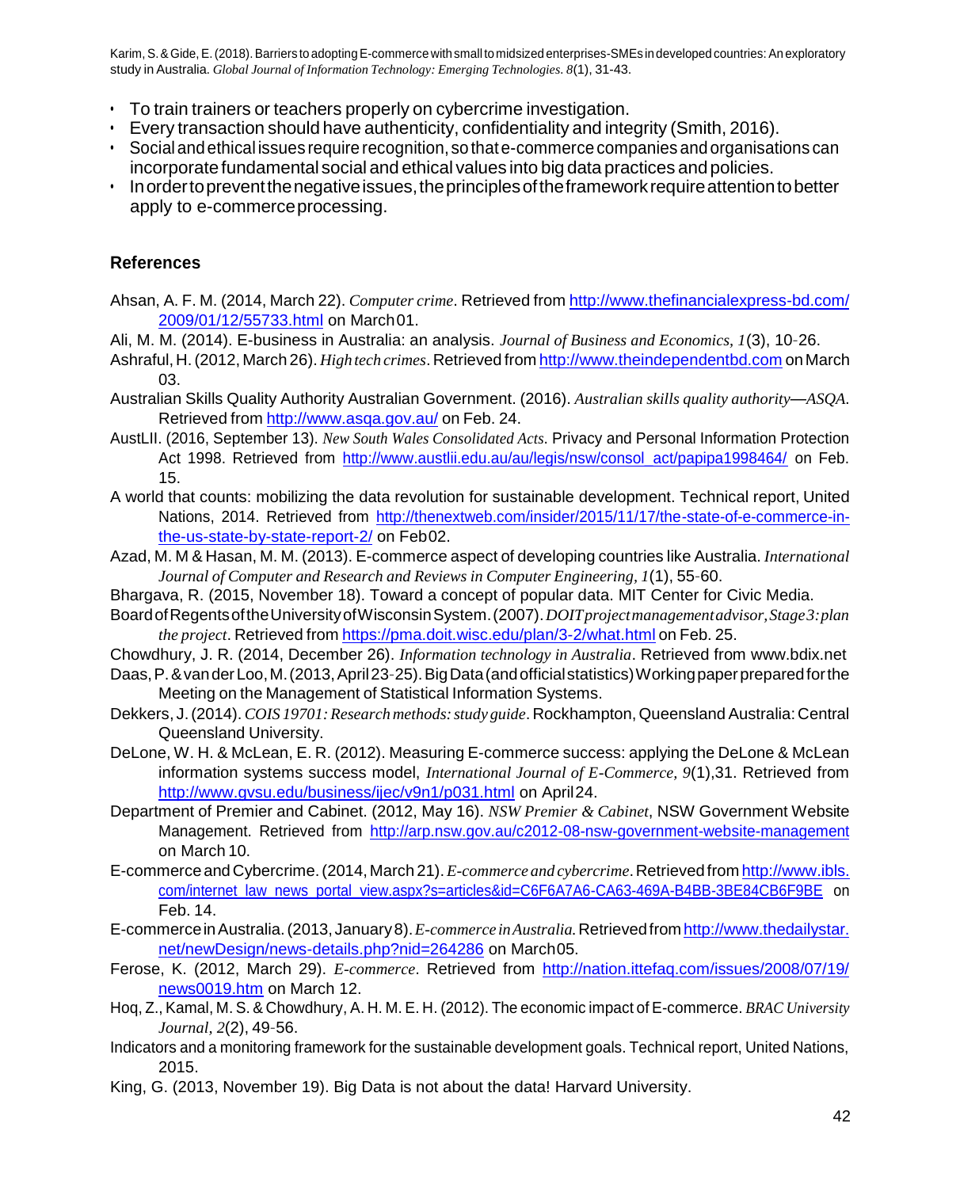- To train trainers or teachers properly on cybercrime investigation.
- Every transaction should have authenticity, confidentiality and integrity (Smith, 2016).
- Social and ethical issues require recognition, so that e-commerce companies and organisations can incorporate fundamental social and ethical values into big data practices and policies.
- In order to prevent the negative issues, the principles of the framework require attention to better apply to e-commerce processing.

## References

Ahsan, A. F. M. (2014, March 22). *Computer crime*. Retrieved from http://www.thefinancialexpress-bd.com/2009/01/12/55733.html on March 01.

Ali, M. M. (2014). E-business in Australia: an analysis. *Journal of Business and Economics, 1*(3), 10-26.

Ashraful, H. (2012, March 26). *High tech crimes*. Retrieved from http://www.theindependentbd.com on March 03.

Australian Skills Quality Authority Australian Government. (2016). *Australian skills quality authority—ASQA*. Retrieved from http://www.asqa.gov.au/ on Feb. 24.

AustLII. (2016, September 13). *New South Wales Consolidated Acts.* Privacy and Personal Information Protection Act 1998. Retrieved from http://www.austlii.edu.au/au/legis/nsw/consol_act/papipa1998464/ on Feb. 15.

A world that counts: mobilizing the data revolution for sustainable development. Technical report, United Nations, 2014. Retrieved from http://thenextweb.com/insider/2015/11/17/the-state-of-e-commerce-in-the-us-state-by-state-report-2/ on Feb 02.

Azad, M. M & Hasan, M. M. (2013). E-commerce aspect of developing countries like Australia. *International Journal of Computer and Research and Reviews in Computer Engineering, 1*(1), 55-60.

Bhargava, R. (2015, November 18). Toward a concept of popular data. MIT Center for Civic Media.

Board of Regents of the University of Wisconsin System. (2007). *DOIT project management advisor, Stage 3: plan the project*. Retrieved from https://pma.doit.wisc.edu/plan/3-2/what.html on Feb. 25.

Chowdhury, J. R. (2014, December 26). *Information technology in Australia*. Retrieved from www.bdix.net

Daas, P. & van der Loo, M. (2013, April 23-25). Big Data (and official statistics) Working paper prepared for the Meeting on the Management of Statistical Information Systems.

Dekkers, J. (2014). *COIS 19701: Research methods: study guide*. Rockhampton, Queensland Australia: Central Queensland University.

DeLone, W. H. & McLean, E. R. (2012). Measuring E-commerce success: applying the DeLone & McLean information systems success model, *International Journal of E-Commerce, 9*(1),31. Retrieved from http://www.gvsu.edu/business/ijec/v9n1/p031.html on April 24.

Department of Premier and Cabinet. (2012, May 16). *NSW Premier & Cabinet*, NSW Government Website Management. Retrieved from http://arp.nsw.gov.au/c2012-08-nsw-government-website-management on March 10.

E-commerce and Cybercrime. (2014, March 21). *E-commerce and cybercrime*. Retrieved from http://www.ibls.com/internet_law_news_portal_view.aspx?s=articles&id=C6F6A7A6-CA63-469A-B4BB-3BE84CB6F9BE on Feb. 14.

E-commerce in Australia. (2013, January 8). *E-commerce in Australia.* Retrieved from http://www.thedailystar.net/newDesign/news-details.php?nid=264286 on March 05.

Ferose, K. (2012, March 29). *E-commerce*. Retrieved from http://nation.ittefaq.com/issues/2008/07/19/news0019.htm on March 12.

Hoq, Z., Kamal, M. S. & Chowdhury, A. H. M. E. H. (2012). The economic impact of E-commerce. *BRAC University Journal*, *2*(2), 49-56.

Indicators and a monitoring framework for the sustainable development goals. Technical report, United Nations, 2015.

King, G. (2013, November 19). Big Data is not about the data! Harvard University.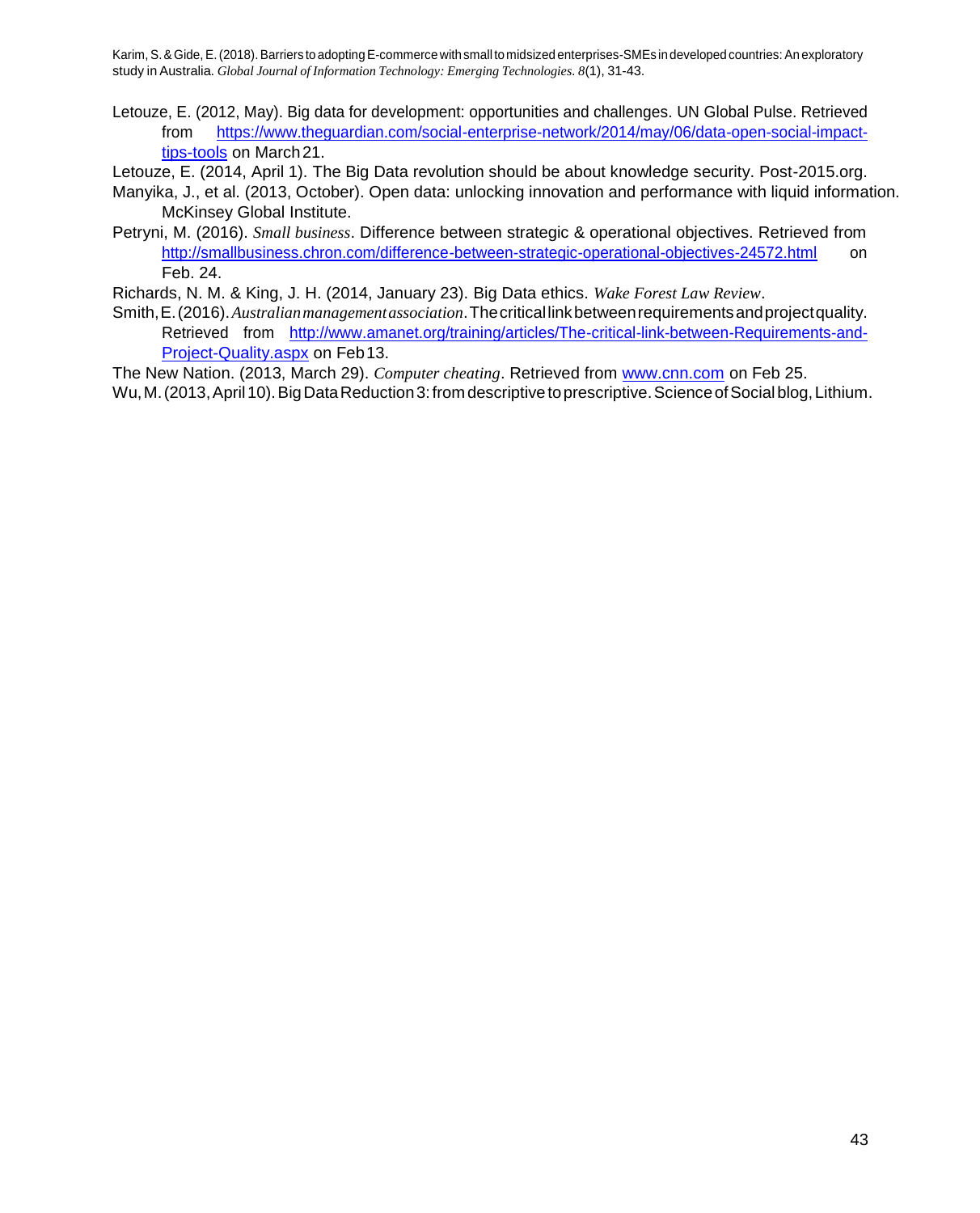Letouze, E. (2012, May). Big data for development: opportunities and challenges. UN Global Pulse. Retrieved from https://www.theguardian.com/social-enterprise-network/2014/may/06/data-open-social-impact-tips-tools on March 21.

Letouze, E. (2014, April 1). The Big Data revolution should be about knowledge security. Post-2015.org.

Manyika, J., et al. (2013, October). Open data: unlocking innovation and performance with liquid information. McKinsey Global Institute.

Petryni, M. (2016). *Small business*. Difference between strategic & operational objectives. Retrieved from http://smallbusiness.chron.com/difference-between-strategic-operational-objectives-24572.html on Feb. 24.

Richards, N. M. & King, J. H. (2014, January 23). Big Data ethics. *Wake Forest Law Review*.

Smith, E. (2016). *Australian management association*. The critical link between requirements and project quality. Retrieved from http://www.amanet.org/training/articles/The-critical-link-between-Requirements-and-Project-Quality.aspx on Feb 13.

The New Nation. (2013, March 29). *Computer cheating*. Retrieved from www.cnn.com on Feb 25.

Wu, M. (2013, April 10). Big Data Reduction 3: from descriptive to prescriptive. Science of Social blog, Lithium.